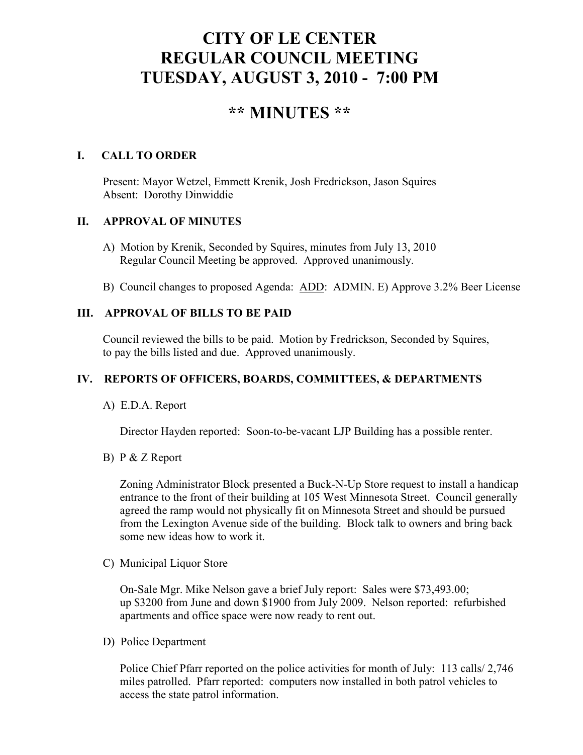# CITY OF LE CENTER
# REGULAR COUNCIL MEETING
# TUESDAY, AUGUST 3, 2010 - 7:00 PM

## ** MINUTES **

### I. CALL TO ORDER

Present: Mayor Wetzel, Emmett Krenik, Josh Fredrickson, Jason Squires
Absent: Dorothy Dinwiddie

### II. APPROVAL OF MINUTES

A) Motion by Krenik, Seconded by Squires, minutes from July 13, 2010 Regular Council Meeting be approved. Approved unanimously.

B) Council changes to proposed Agenda: ADD: ADMIN. E) Approve 3.2% Beer License

### III. APPROVAL OF BILLS TO BE PAID

Council reviewed the bills to be paid. Motion by Fredrickson, Seconded by Squires, to pay the bills listed and due. Approved unanimously.

### IV. REPORTS OF OFFICERS, BOARDS, COMMITTEES, & DEPARTMENTS

A) E.D.A. Report

Director Hayden reported: Soon-to-be-vacant LJP Building has a possible renter.

B) P & Z Report

Zoning Administrator Block presented a Buck-N-Up Store request to install a handicap entrance to the front of their building at 105 West Minnesota Street. Council generally agreed the ramp would not physically fit on Minnesota Street and should be pursued from the Lexington Avenue side of the building. Block talk to owners and bring back some new ideas how to work it.

C) Municipal Liquor Store

On-Sale Mgr. Mike Nelson gave a brief July report: Sales were $73,493.00; up $3200 from June and down $1900 from July 2009. Nelson reported: refurbished apartments and office space were now ready to rent out.

D) Police Department

Police Chief Pfarr reported on the police activities for month of July: 113 calls/ 2,746 miles patrolled. Pfarr reported: computers now installed in both patrol vehicles to access the state patrol information.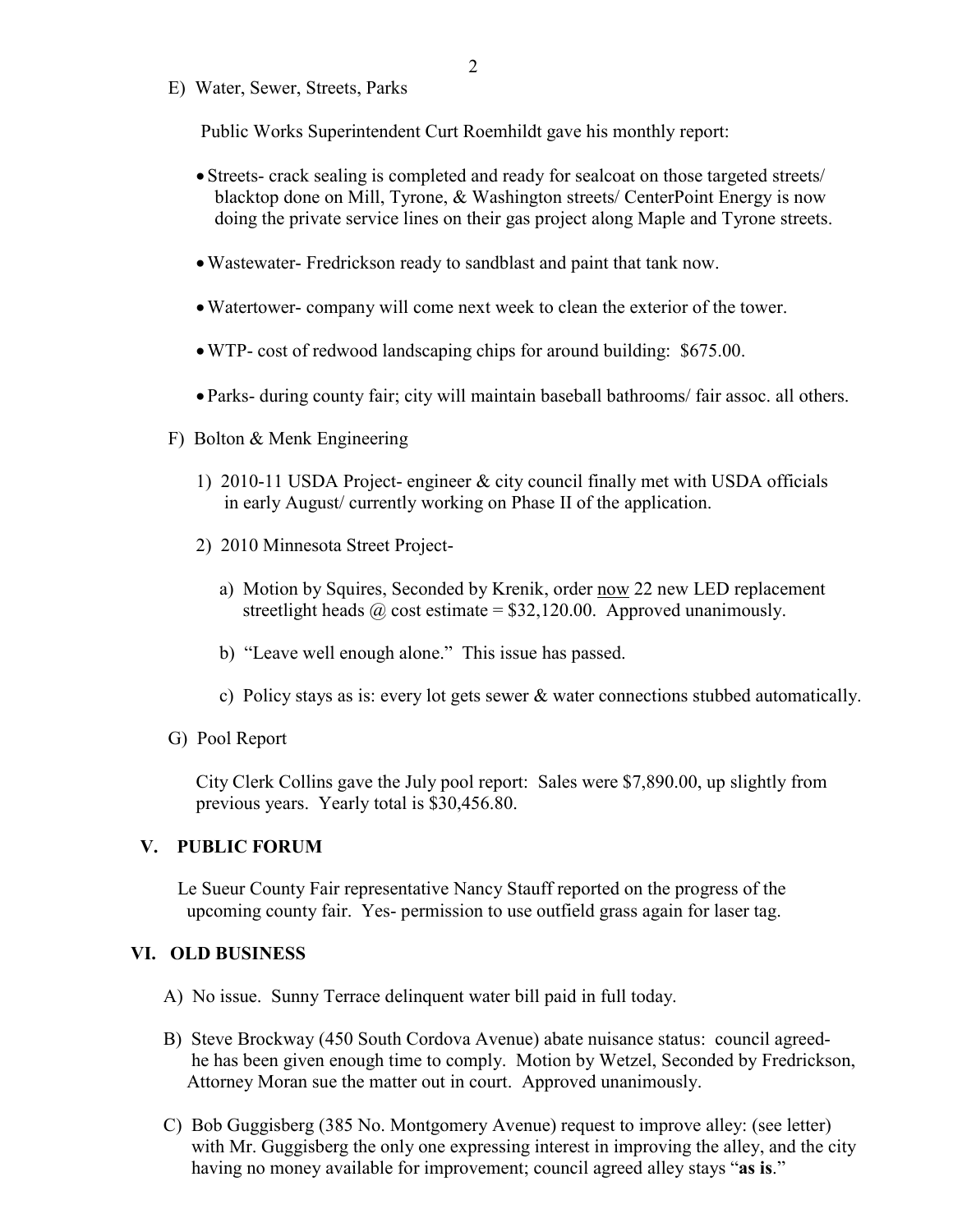E) Water, Sewer, Streets, Parks

Public Works Superintendent Curt Roemhildt gave his monthly report:

- Streets- crack sealing is completed and ready for sealcoat on those targeted streets/ blacktop done on Mill, Tyrone, & Washington streets/ CenterPoint Energy is now doing the private service lines on their gas project along Maple and Tyrone streets.
- Wastewater- Fredrickson ready to sandblast and paint that tank now.
- Watertower- company will come next week to clean the exterior of the tower.
- WTP- cost of redwood landscaping chips for around building: $675.00.
- Parks- during county fair; city will maintain baseball bathrooms/ fair assoc. all others.

F) Bolton & Menk Engineering

1) 2010-11 USDA Project- engineer & city council finally met with USDA officials in early August/ currently working on Phase II of the application.

2) 2010 Minnesota Street Project-

a) Motion by Squires, Seconded by Krenik, order <u>now</u> 22 new LED replacement streetlight heads @ cost estimate = $32,120.00. Approved unanimously.

b) "Leave well enough alone." This issue has passed.

c) Policy stays as is: every lot gets sewer & water connections stubbed automatically.

G) Pool Report

City Clerk Collins gave the July pool report: Sales were $7,890.00, up slightly from previous years. Yearly total is $30,456.80.

## V. PUBLIC FORUM

Le Sueur County Fair representative Nancy Stauff reported on the progress of the upcoming county fair. Yes- permission to use outfield grass again for laser tag.

## VI. OLD BUSINESS

A) No issue. Sunny Terrace delinquent water bill paid in full today.

B) Steve Brockway (450 South Cordova Avenue) abate nuisance status: council agreed- he has been given enough time to comply. Motion by Wetzel, Seconded by Fredrickson, Attorney Moran sue the matter out in court. Approved unanimously.

C) Bob Guggisberg (385 No. Montgomery Avenue) request to improve alley: (see letter) with Mr. Guggisberg the only one expressing interest in improving the alley, and the city having no money available for improvement; council agreed alley stays "**as is**."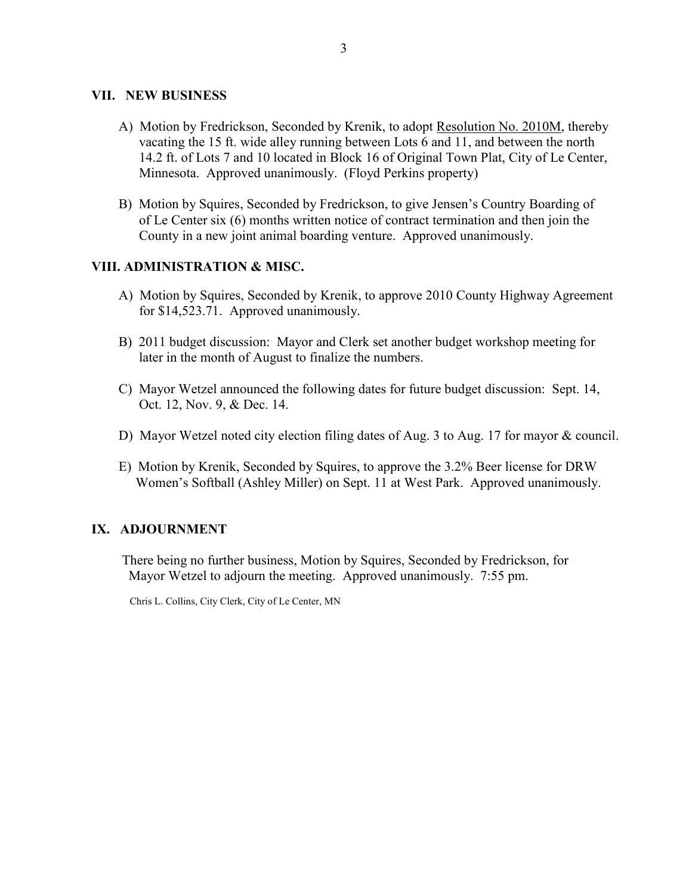## VII. NEW BUSINESS

A) Motion by Fredrickson, Seconded by Krenik, to adopt Resolution No. 2010M, thereby vacating the 15 ft. wide alley running between Lots 6 and 11, and between the north 14.2 ft. of Lots 7 and 10 located in Block 16 of Original Town Plat, City of Le Center, Minnesota. Approved unanimously. (Floyd Perkins property)

B) Motion by Squires, Seconded by Fredrickson, to give Jensen's Country Boarding of of Le Center six (6) months written notice of contract termination and then join the County in a new joint animal boarding venture. Approved unanimously.

## VIII. ADMINISTRATION & MISC.

A) Motion by Squires, Seconded by Krenik, to approve 2010 County Highway Agreement for $14,523.71. Approved unanimously.

B) 2011 budget discussion: Mayor and Clerk set another budget workshop meeting for later in the month of August to finalize the numbers.

C) Mayor Wetzel announced the following dates for future budget discussion: Sept. 14, Oct. 12, Nov. 9, & Dec. 14.

D) Mayor Wetzel noted city election filing dates of Aug. 3 to Aug. 17 for mayor & council.

E) Motion by Krenik, Seconded by Squires, to approve the 3.2% Beer license for DRW Women's Softball (Ashley Miller) on Sept. 11 at West Park. Approved unanimously.

## IX. ADJOURNMENT

There being no further business, Motion by Squires, Seconded by Fredrickson, for Mayor Wetzel to adjourn the meeting. Approved unanimously. 7:55 pm.

Chris L. Collins, City Clerk, City of Le Center, MN